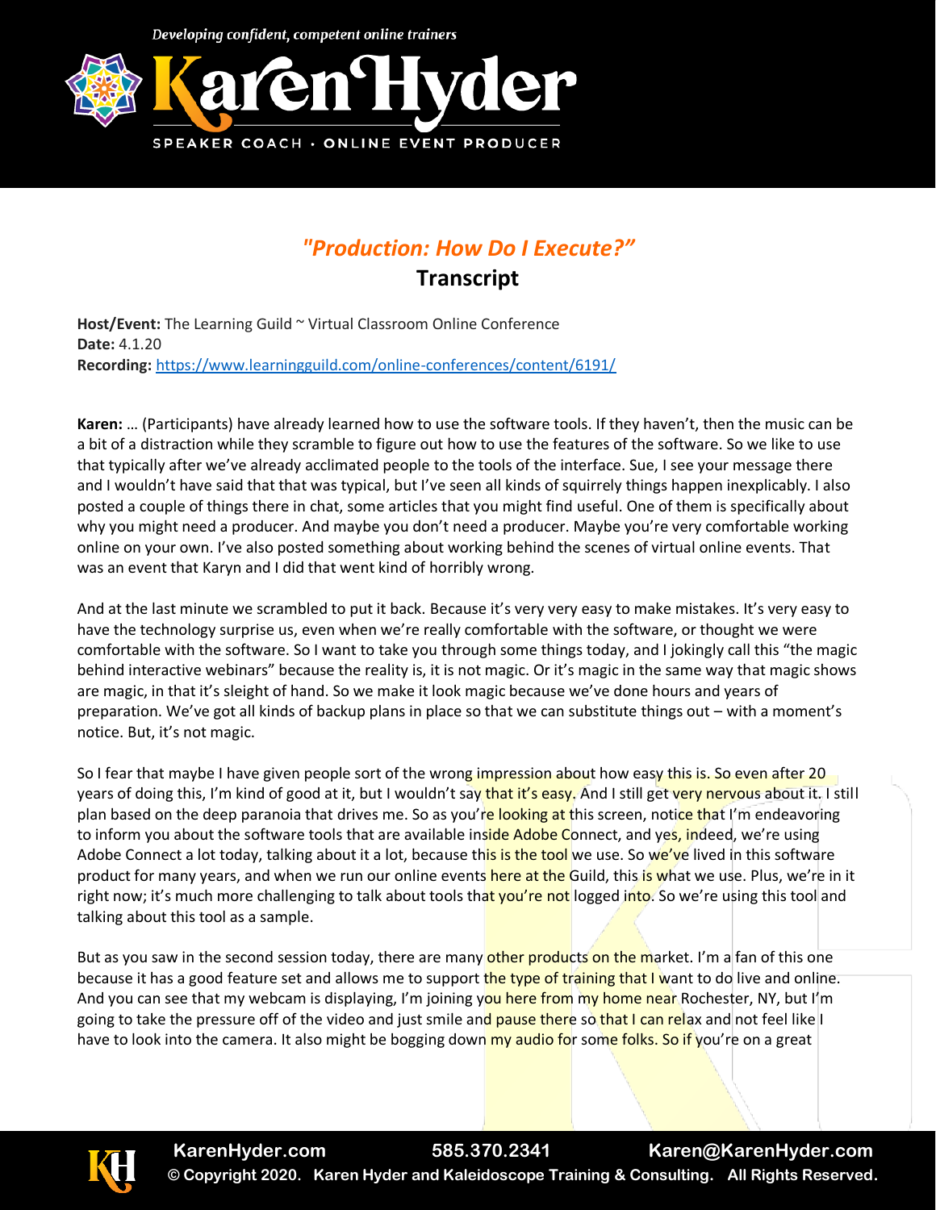# "Production: How Do I Execute?"

## Transcript

**Host/Event:** The Learning Guild ~ Virtual Classroom Online Conference
**Date:** 4.1.20
**Recording:** https://www.learningguild.com/online-conferences/content/6191/

**Karen:** … (Participants) have already learned how to use the software tools. If they haven't, then the music can be a bit of a distraction while they scramble to figure out how to use the features of the software. So we like to use that typically after we've already acclimated people to the tools of the interface. Sue, I see your message there and I wouldn't have said that that was typical, but I've seen all kinds of squirrely things happen inexplicably. I also posted a couple of things there in chat, some articles that you might find useful. One of them is specifically about why you might need a producer. And maybe you don't need a producer. Maybe you're very comfortable working online on your own. I've also posted something about working behind the scenes of virtual online events. That was an event that Karyn and I did that went kind of horribly wrong.

And at the last minute we scrambled to put it back. Because it's very very easy to make mistakes. It's very easy to have the technology surprise us, even when we're really comfortable with the software, or thought we were comfortable with the software. So I want to take you through some things today, and I jokingly call this "the magic behind interactive webinars" because the reality is, it is not magic. Or it's magic in the same way that magic shows are magic, in that it's sleight of hand. So we make it look magic because we've done hours and years of preparation. We've got all kinds of backup plans in place so that we can substitute things out – with a moment's notice. But, it's not magic.

So I fear that maybe I have given people sort of the wrong impression about how easy this is. So even after 20 years of doing this, I'm kind of good at it, but I wouldn't say that it's easy. And I still get very nervous about it. I still plan based on the deep paranoia that drives me. So as you're looking at this screen, notice that I'm endeavoring to inform you about the software tools that are available inside Adobe Connect, and yes, indeed, we're using Adobe Connect a lot today, talking about it a lot, because this is the tool we use. So we've lived in this software product for many years, and when we run our online events here at the Guild, this is what we use. Plus, we're in it right now; it's much more challenging to talk about tools that you're not logged into. So we're using this tool and talking about this tool as a sample.

But as you saw in the second session today, there are many other products on the market. I'm a fan of this one because it has a good feature set and allows me to support the type of training that I want to do live and online. And you can see that my webcam is displaying, I'm joining you here from my home near Rochester, NY, but I'm going to take the pressure off of the video and just smile and pause there so that I can relax and not feel like I have to look into the camera. It also might be bogging down my audio for some folks. So if you're on a great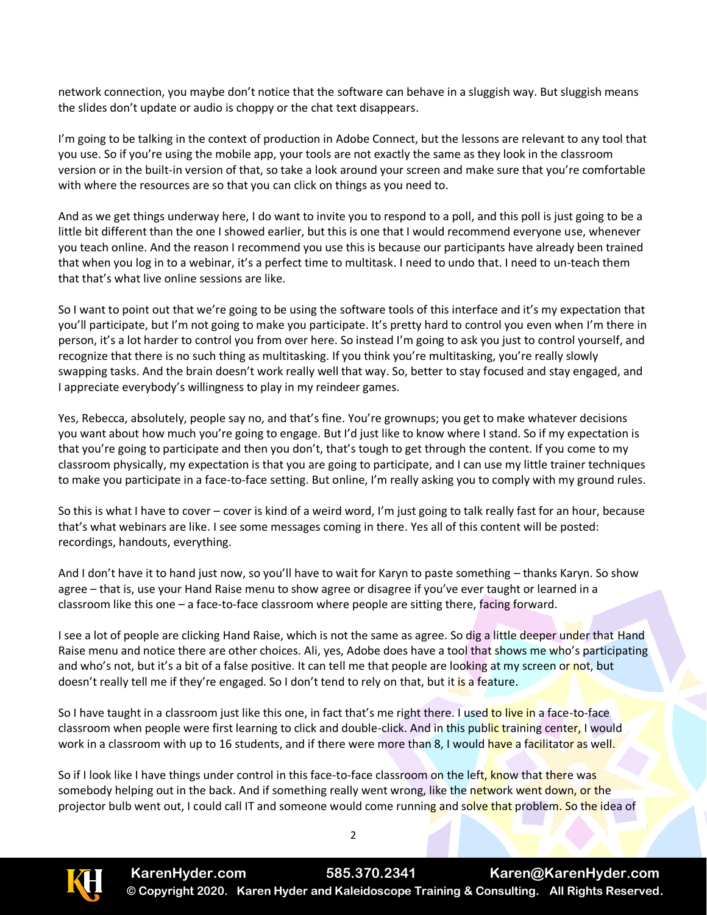network connection, you maybe don't notice that the software can behave in a sluggish way. But sluggish means the slides don't update or audio is choppy or the chat text disappears.

I'm going to be talking in the context of production in Adobe Connect, but the lessons are relevant to any tool that you use. So if you're using the mobile app, your tools are not exactly the same as they look in the classroom version or in the built-in version of that, so take a look around your screen and make sure that you're comfortable with where the resources are so that you can click on things as you need to.

And as we get things underway here, I do want to invite you to respond to a poll, and this poll is just going to be a little bit different than the one I showed earlier, but this is one that I would recommend everyone use, whenever you teach online. And the reason I recommend you use this is because our participants have already been trained that when you log in to a webinar, it's a perfect time to multitask. I need to undo that. I need to un-teach them that that's what live online sessions are like.

So I want to point out that we're going to be using the software tools of this interface and it's my expectation that you'll participate, but I'm not going to make you participate. It's pretty hard to control you even when I'm there in person, it's a lot harder to control you from over here. So instead I'm going to ask you just to control yourself, and recognize that there is no such thing as multitasking. If you think you're multitasking, you're really slowly swapping tasks. And the brain doesn't work really well that way. So, better to stay focused and stay engaged, and I appreciate everybody's willingness to play in my reindeer games.

Yes, Rebecca, absolutely, people say no, and that's fine. You're grownups; you get to make whatever decisions you want about how much you're going to engage. But I'd just like to know where I stand. So if my expectation is that you're going to participate and then you don't, that's tough to get through the content. If you come to my classroom physically, my expectation is that you are going to participate, and I can use my little trainer techniques to make you participate in a face-to-face setting. But online, I'm really asking you to comply with my ground rules.

So this is what I have to cover – cover is kind of a weird word, I'm just going to talk really fast for an hour, because that's what webinars are like. I see some messages coming in there. Yes all of this content will be posted: recordings, handouts, everything.

And I don't have it to hand just now, so you'll have to wait for Karyn to paste something – thanks Karyn. So show agree – that is, use your Hand Raise menu to show agree or disagree if you've ever taught or learned in a classroom like this one – a face-to-face classroom where people are sitting there, facing forward.

I see a lot of people are clicking Hand Raise, which is not the same as agree. So dig a little deeper under that Hand Raise menu and notice there are other choices. Ali, yes, Adobe does have a tool that shows me who's participating and who's not, but it's a bit of a false positive. It can tell me that people are looking at my screen or not, but doesn't really tell me if they're engaged. So I don't tend to rely on that, but it is a feature.

So I have taught in a classroom just like this one, in fact that's me right there. I used to live in a face-to-face classroom when people were first learning to click and double-click. And in this public training center, I would work in a classroom with up to 16 students, and if there were more than 8, I would have a facilitator as well.

So if I look like I have things under control in this face-to-face classroom on the left, know that there was somebody helping out in the back. And if something really went wrong, like the network went down, or the projector bulb went out, I could call IT and someone would come running and solve that problem. So the idea of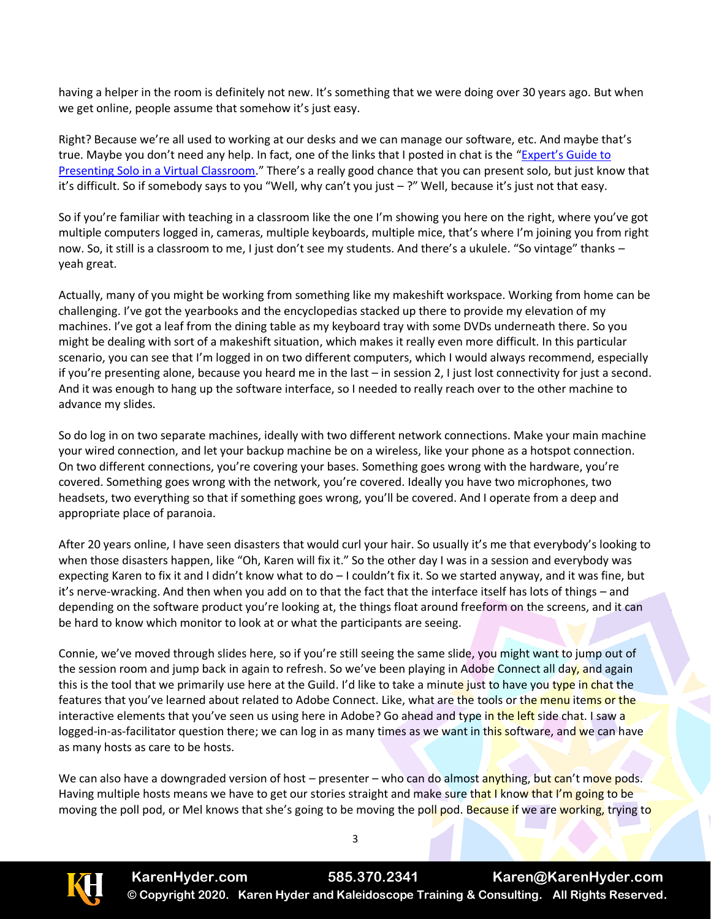having a helper in the room is definitely not new. It's something that we were doing over 30 years ago. But when we get online, people assume that somehow it's just easy.

Right? Because we're all used to working at our desks and we can manage our software, etc. And maybe that's true. Maybe you don't need any help. In fact, one of the links that I posted in chat is the "[Expert's Guide to Presenting Solo in a Virtual Classroom](#)." There's a really good chance that you can present solo, but just know that it's difficult. So if somebody says to you "Well, why can't you just – ?" Well, because it's just not that easy.

So if you're familiar with teaching in a classroom like the one I'm showing you here on the right, where you've got multiple computers logged in, cameras, multiple keyboards, multiple mice, that's where I'm joining you from right now. So, it still is a classroom to me, I just don't see my students. And there's a ukulele. "So vintage" thanks – yeah great.

Actually, many of you might be working from something like my makeshift workspace. Working from home can be challenging. I've got the yearbooks and the encyclopedias stacked up there to provide my elevation of my machines. I've got a leaf from the dining table as my keyboard tray with some DVDs underneath there. So you might be dealing with sort of a makeshift situation, which makes it really even more difficult. In this particular scenario, you can see that I'm logged in on two different computers, which I would always recommend, especially if you're presenting alone, because you heard me in the last – in session 2, I just lost connectivity for just a second. And it was enough to hang up the software interface, so I needed to really reach over to the other machine to advance my slides.

So do log in on two separate machines, ideally with two different network connections. Make your main machine your wired connection, and let your backup machine be on a wireless, like your phone as a hotspot connection. On two different connections, you're covering your bases. Something goes wrong with the hardware, you're covered. Something goes wrong with the network, you're covered. Ideally you have two microphones, two headsets, two everything so that if something goes wrong, you'll be covered. And I operate from a deep and appropriate place of paranoia.

After 20 years online, I have seen disasters that would curl your hair. So usually it's me that everybody's looking to when those disasters happen, like "Oh, Karen will fix it." So the other day I was in a session and everybody was expecting Karen to fix it and I didn't know what to do – I couldn't fix it. So we started anyway, and it was fine, but it's nerve-wracking. And then when you add on to that the fact that the interface itself has lots of things – and depending on the software product you're looking at, the things float around freeform on the screens, and it can be hard to know which monitor to look at or what the participants are seeing.

Connie, we've moved through slides here, so if you're still seeing the same slide, you might want to jump out of the session room and jump back in again to refresh. So we've been playing in Adobe Connect all day, and again this is the tool that we primarily use here at the Guild. I'd like to take a minute just to have you type in chat the features that you've learned about related to Adobe Connect. Like, what are the tools or the menu items or the interactive elements that you've seen us using here in Adobe? Go ahead and type in the left side chat. I saw a logged-in-as-facilitator question there; we can log in as many times as we want in this software, and we can have as many hosts as care to be hosts.

We can also have a downgraded version of host – presenter – who can do almost anything, but can't move pods. Having multiple hosts means we have to get our stories straight and make sure that I know that I'm going to be moving the poll pod, or Mel knows that she's going to be moving the poll pod. Because if we are working, trying to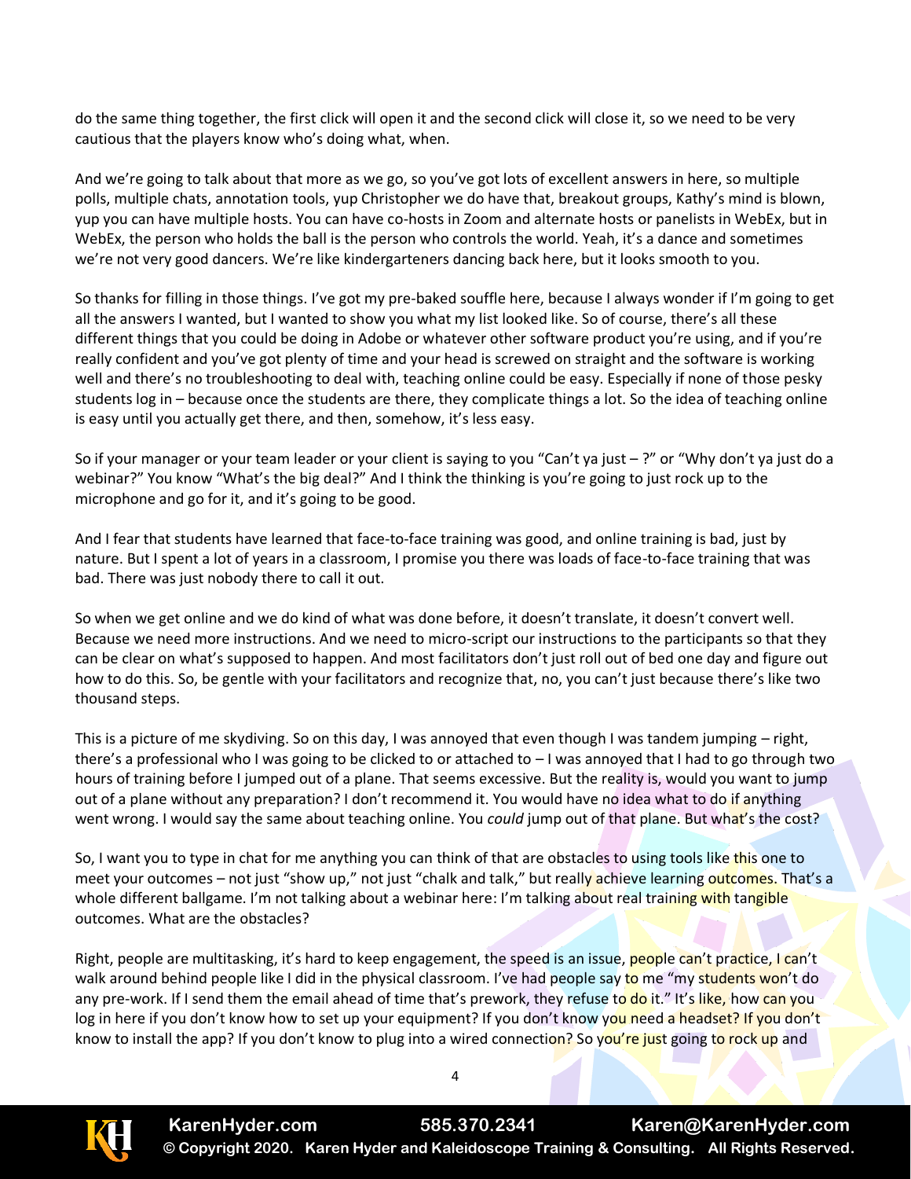do the same thing together, the first click will open it and the second click will close it, so we need to be very cautious that the players know who's doing what, when.

And we're going to talk about that more as we go, so you've got lots of excellent answers in here, so multiple polls, multiple chats, annotation tools, yup Christopher we do have that, breakout groups, Kathy's mind is blown, yup you can have multiple hosts. You can have co-hosts in Zoom and alternate hosts or panelists in WebEx, but in WebEx, the person who holds the ball is the person who controls the world. Yeah, it's a dance and sometimes we're not very good dancers. We're like kindergarteners dancing back here, but it looks smooth to you.

So thanks for filling in those things. I've got my pre-baked souffle here, because I always wonder if I'm going to get all the answers I wanted, but I wanted to show you what my list looked like. So of course, there's all these different things that you could be doing in Adobe or whatever other software product you're using, and if you're really confident and you've got plenty of time and your head is screwed on straight and the software is working well and there's no troubleshooting to deal with, teaching online could be easy. Especially if none of those pesky students log in – because once the students are there, they complicate things a lot. So the idea of teaching online is easy until you actually get there, and then, somehow, it's less easy.

So if your manager or your team leader or your client is saying to you "Can't ya just – ?" or "Why don't ya just do a webinar?" You know "What's the big deal?" And I think the thinking is you're going to just rock up to the microphone and go for it, and it's going to be good.

And I fear that students have learned that face-to-face training was good, and online training is bad, just by nature. But I spent a lot of years in a classroom, I promise you there was loads of face-to-face training that was bad. There was just nobody there to call it out.

So when we get online and we do kind of what was done before, it doesn't translate, it doesn't convert well. Because we need more instructions. And we need to micro-script our instructions to the participants so that they can be clear on what's supposed to happen. And most facilitators don't just roll out of bed one day and figure out how to do this. So, be gentle with your facilitators and recognize that, no, you can't just because there's like two thousand steps.

This is a picture of me skydiving. So on this day, I was annoyed that even though I was tandem jumping – right, there's a professional who I was going to be clicked to or attached to – I was annoyed that I had to go through two hours of training before I jumped out of a plane. That seems excessive. But the reality is, would you want to jump out of a plane without any preparation? I don't recommend it. You would have no idea what to do if anything went wrong. I would say the same about teaching online. You *could* jump out of that plane. But what's the cost?

So, I want you to type in chat for me anything you can think of that are obstacles to using tools like this one to meet your outcomes – not just "show up," not just "chalk and talk," but really achieve learning outcomes. That's a whole different ballgame. I'm not talking about a webinar here: I'm talking about real training with tangible outcomes. What are the obstacles?

Right, people are multitasking, it's hard to keep engagement, the speed is an issue, people can't practice, I can't walk around behind people like I did in the physical classroom. I've had people say to me "my students won't do any pre-work. If I send them the email ahead of time that's prework, they refuse to do it." It's like, how can you log in here if you don't know how to set up your equipment? If you don't know you need a headset? If you don't know to install the app? If you don't know to plug into a wired connection? So you're just going to rock up and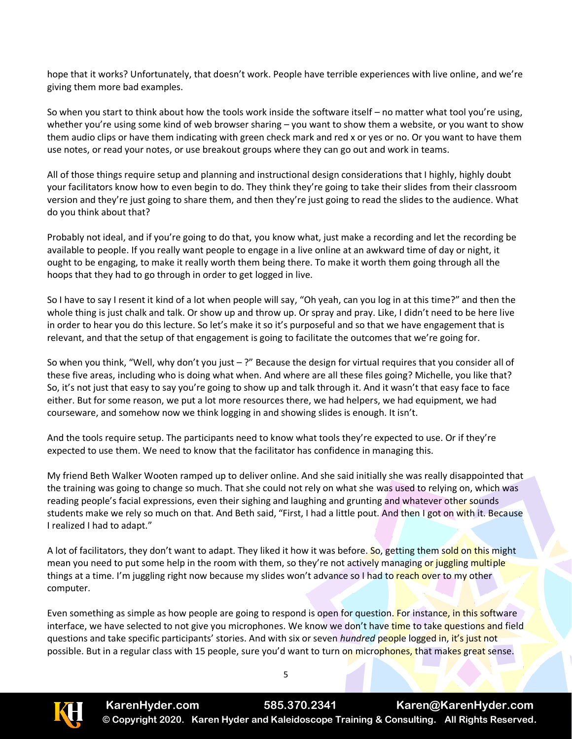hope that it works? Unfortunately, that doesn't work. People have terrible experiences with live online, and we're giving them more bad examples.

So when you start to think about how the tools work inside the software itself – no matter what tool you're using, whether you're using some kind of web browser sharing – you want to show them a website, or you want to show them audio clips or have them indicating with green check mark and red x or yes or no. Or you want to have them use notes, or read your notes, or use breakout groups where they can go out and work in teams.

All of those things require setup and planning and instructional design considerations that I highly, highly doubt your facilitators know how to even begin to do. They think they're going to take their slides from their classroom version and they're just going to share them, and then they're just going to read the slides to the audience. What do you think about that?

Probably not ideal, and if you're going to do that, you know what, just make a recording and let the recording be available to people. If you really want people to engage in a live online at an awkward time of day or night, it ought to be engaging, to make it really worth them being there. To make it worth them going through all the hoops that they had to go through in order to get logged in live.

So I have to say I resent it kind of a lot when people will say, "Oh yeah, can you log in at this time?" and then the whole thing is just chalk and talk. Or show up and throw up. Or spray and pray. Like, I didn't need to be here live in order to hear you do this lecture. So let's make it so it's purposeful and so that we have engagement that is relevant, and that the setup of that engagement is going to facilitate the outcomes that we're going for.

So when you think, "Well, why don't you just – ?" Because the design for virtual requires that you consider all of these five areas, including who is doing what when. And where are all these files going? Michelle, you like that? So, it's not just that easy to say you're going to show up and talk through it. And it wasn't that easy face to face either. But for some reason, we put a lot more resources there, we had helpers, we had equipment, we had courseware, and somehow now we think logging in and showing slides is enough. It isn't.

And the tools require setup. The participants need to know what tools they're expected to use. Or if they're expected to use them. We need to know that the facilitator has confidence in managing this.

My friend Beth Walker Wooten ramped up to deliver online. And she said initially she was really disappointed that the training was going to change so much. That she could not rely on what she was used to relying on, which was reading people's facial expressions, even their sighing and laughing and grunting and whatever other sounds students make we rely so much on that. And Beth said, "First, I had a little pout. And then I got on with it. Because I realized I had to adapt."

A lot of facilitators, they don't want to adapt. They liked it how it was before. So, getting them sold on this might mean you need to put some help in the room with them, so they're not actively managing or juggling multiple things at a time. I'm juggling right now because my slides won't advance so I had to reach over to my other computer.

Even something as simple as how people are going to respond is open for question. For instance, in this software interface, we have selected to not give you microphones. We know we don't have time to take questions and field questions and take specific participants' stories. And with six or seven *hundred* people logged in, it's just not possible. But in a regular class with 15 people, sure you'd want to turn on microphones, that makes great sense.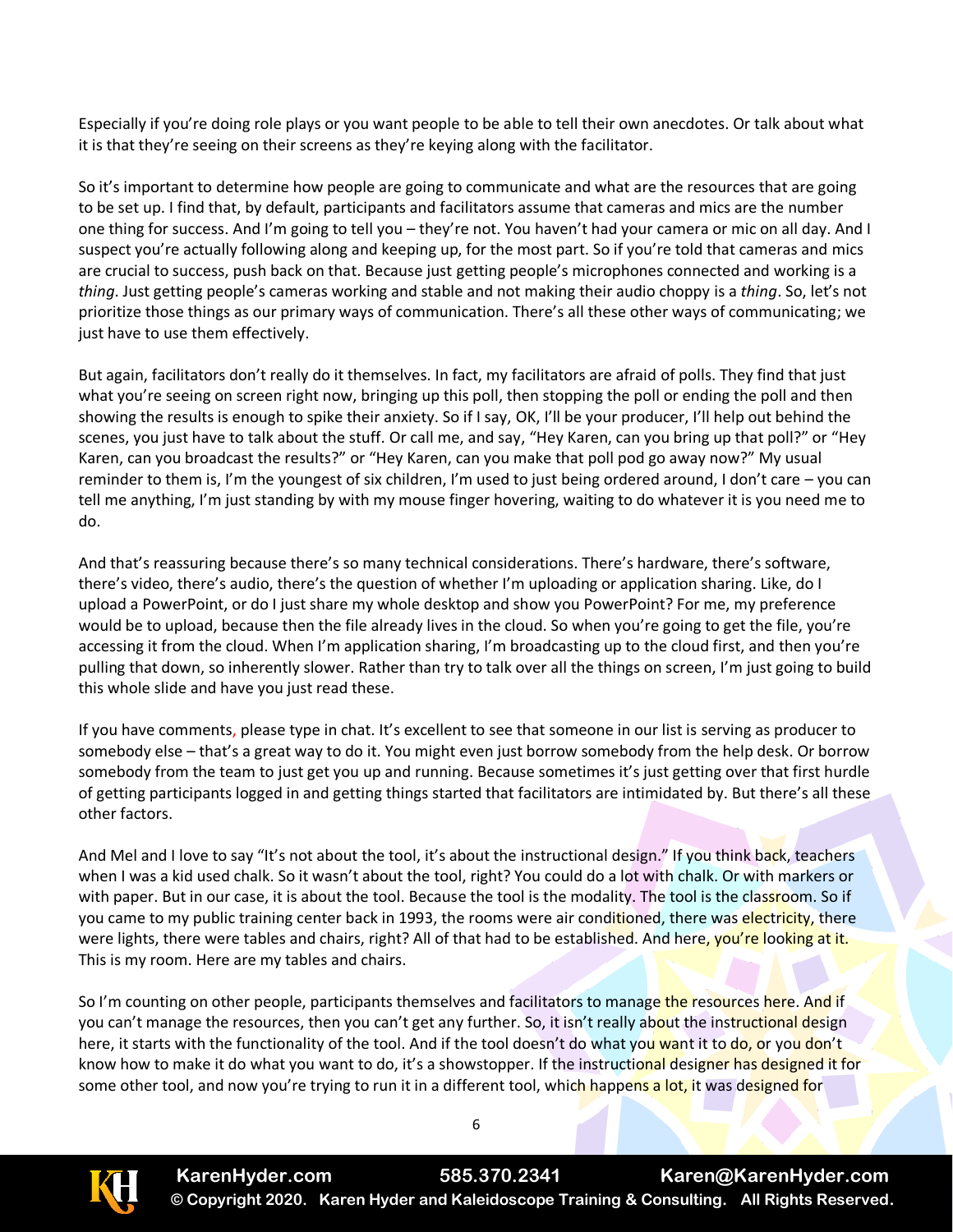Especially if you're doing role plays or you want people to be able to tell their own anecdotes. Or talk about what it is that they're seeing on their screens as they're keying along with the facilitator.

So it's important to determine how people are going to communicate and what are the resources that are going to be set up. I find that, by default, participants and facilitators assume that cameras and mics are the number one thing for success. And I'm going to tell you – they're not. You haven't had your camera or mic on all day. And I suspect you're actually following along and keeping up, for the most part. So if you're told that cameras and mics are crucial to success, push back on that. Because just getting people's microphones connected and working is a *thing*. Just getting people's cameras working and stable and not making their audio choppy is a *thing*. So, let's not prioritize those things as our primary ways of communication. There's all these other ways of communicating; we just have to use them effectively.

But again, facilitators don't really do it themselves. In fact, my facilitators are afraid of polls. They find that just what you're seeing on screen right now, bringing up this poll, then stopping the poll or ending the poll and then showing the results is enough to spike their anxiety. So if I say, OK, I'll be your producer, I'll help out behind the scenes, you just have to talk about the stuff. Or call me, and say, "Hey Karen, can you bring up that poll?" or "Hey Karen, can you broadcast the results?" or "Hey Karen, can you make that poll pod go away now?" My usual reminder to them is, I'm the youngest of six children, I'm used to just being ordered around, I don't care – you can tell me anything, I'm just standing by with my mouse finger hovering, waiting to do whatever it is you need me to do.

And that's reassuring because there's so many technical considerations. There's hardware, there's software, there's video, there's audio, there's the question of whether I'm uploading or application sharing. Like, do I upload a PowerPoint, or do I just share my whole desktop and show you PowerPoint? For me, my preference would be to upload, because then the file already lives in the cloud. So when you're going to get the file, you're accessing it from the cloud. When I'm application sharing, I'm broadcasting up to the cloud first, and then you're pulling that down, so inherently slower. Rather than try to talk over all the things on screen, I'm just going to build this whole slide and have you just read these.

If you have comments, please type in chat. It's excellent to see that someone in our list is serving as producer to somebody else – that's a great way to do it. You might even just borrow somebody from the help desk. Or borrow somebody from the team to just get you up and running. Because sometimes it's just getting over that first hurdle of getting participants logged in and getting things started that facilitators are intimidated by. But there's all these other factors.

And Mel and I love to say "It's not about the tool, it's about the instructional design." If you think back, teachers when I was a kid used chalk. So it wasn't about the tool, right? You could do a lot with chalk. Or with markers or with paper. But in our case, it is about the tool. Because the tool is the modality. The tool is the classroom. So if you came to my public training center back in 1993, the rooms were air conditioned, there was electricity, there were lights, there were tables and chairs, right? All of that had to be established. And here, you're looking at it. This is my room. Here are my tables and chairs.

So I'm counting on other people, participants themselves and facilitators to manage the resources here. And if you can't manage the resources, then you can't get any further. So, it isn't really about the instructional design here, it starts with the functionality of the tool. And if the tool doesn't do what you want it to do, or you don't know how to make it do what you want to do, it's a showstopper. If the instructional designer has designed it for some other tool, and now you're trying to run it in a different tool, which happens a lot, it was designed for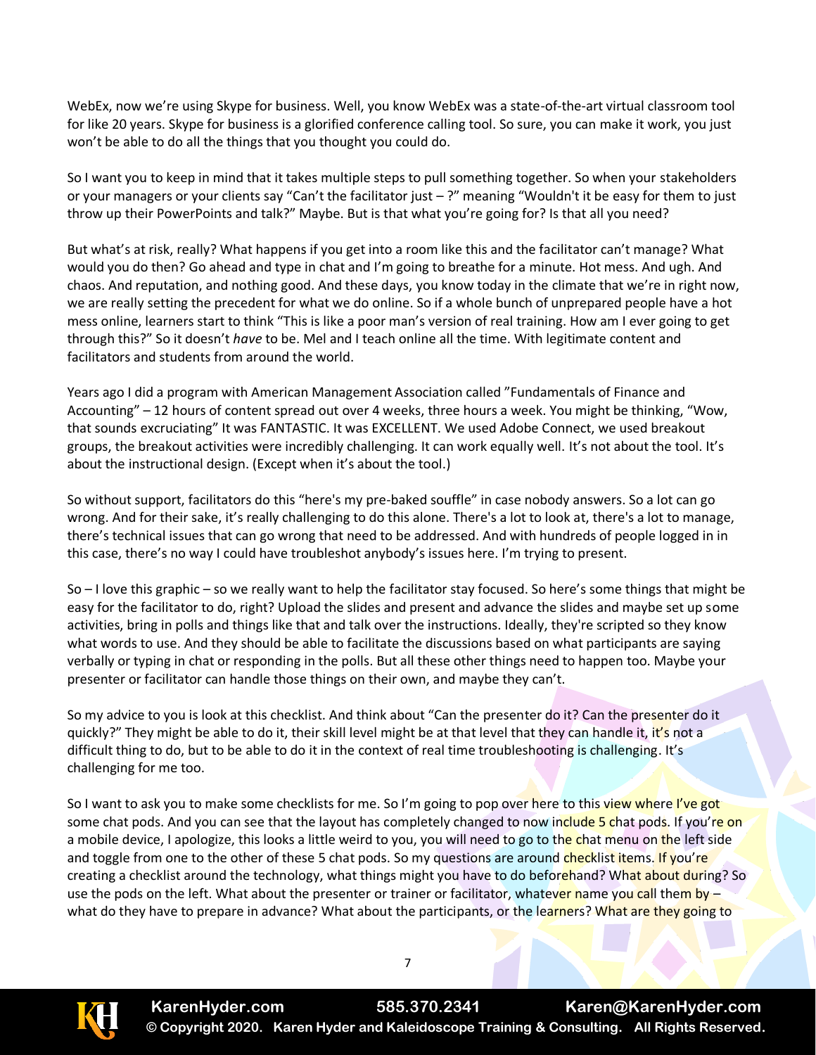WebEx, now we're using Skype for business. Well, you know WebEx was a state-of-the-art virtual classroom tool for like 20 years. Skype for business is a glorified conference calling tool. So sure, you can make it work, you just won't be able to do all the things that you thought you could do.

So I want you to keep in mind that it takes multiple steps to pull something together. So when your stakeholders or your managers or your clients say "Can't the facilitator just – ?" meaning "Wouldn't it be easy for them to just throw up their PowerPoints and talk?" Maybe. But is that what you're going for? Is that all you need?

But what's at risk, really? What happens if you get into a room like this and the facilitator can't manage? What would you do then? Go ahead and type in chat and I'm going to breathe for a minute. Hot mess. And ugh. And chaos. And reputation, and nothing good. And these days, you know today in the climate that we're in right now, we are really setting the precedent for what we do online. So if a whole bunch of unprepared people have a hot mess online, learners start to think "This is like a poor man's version of real training. How am I ever going to get through this?" So it doesn't *have* to be. Mel and I teach online all the time. With legitimate content and facilitators and students from around the world.

Years ago I did a program with American Management Association called "Fundamentals of Finance and Accounting" – 12 hours of content spread out over 4 weeks, three hours a week. You might be thinking, "Wow, that sounds excruciating" It was FANTASTIC. It was EXCELLENT. We used Adobe Connect, we used breakout groups, the breakout activities were incredibly challenging. It can work equally well. It's not about the tool. It's about the instructional design. (Except when it's about the tool.)

So without support, facilitators do this "here's my pre-baked souffle" in case nobody answers. So a lot can go wrong. And for their sake, it's really challenging to do this alone. There's a lot to look at, there's a lot to manage, there's technical issues that can go wrong that need to be addressed. And with hundreds of people logged in in this case, there's no way I could have troubleshot anybody's issues here. I'm trying to present.

So – I love this graphic – so we really want to help the facilitator stay focused. So here's some things that might be easy for the facilitator to do, right? Upload the slides and present and advance the slides and maybe set up some activities, bring in polls and things like that and talk over the instructions. Ideally, they're scripted so they know what words to use. And they should be able to facilitate the discussions based on what participants are saying verbally or typing in chat or responding in the polls. But all these other things need to happen too. Maybe your presenter or facilitator can handle those things on their own, and maybe they can't.

So my advice to you is look at this checklist. And think about "Can the presenter do it? Can the presenter do it quickly?" They might be able to do it, their skill level might be at that level that they can handle it, it's not a difficult thing to do, but to be able to do it in the context of real time troubleshooting is challenging. It's challenging for me too.

So I want to ask you to make some checklists for me. So I'm going to pop over here to this view where I've got some chat pods. And you can see that the layout has completely changed to now include 5 chat pods. If you're on a mobile device, I apologize, this looks a little weird to you, you will need to go to the chat menu on the left side and toggle from one to the other of these 5 chat pods. So my questions are around checklist items. If you're creating a checklist around the technology, what things might you have to do beforehand? What about during? So use the pods on the left. What about the presenter or trainer or facilitator, whatever name you call them by – what do they have to prepare in advance? What about the participants, or the learners? What are they going to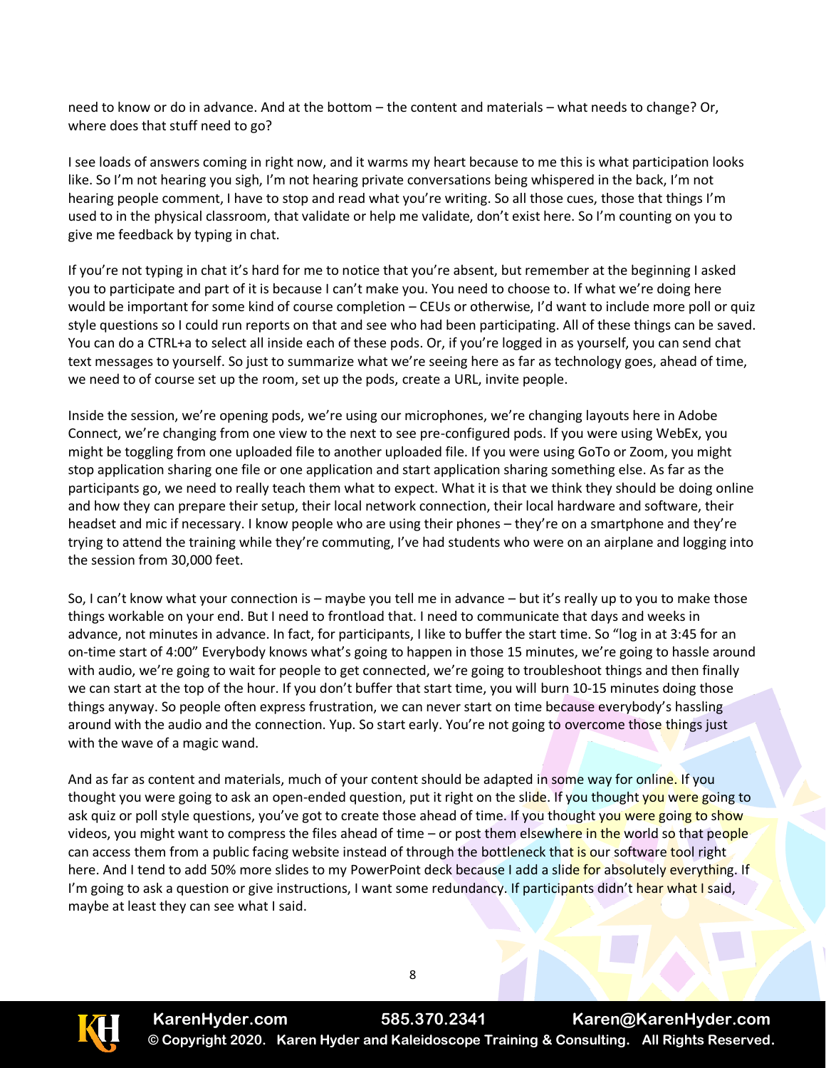need to know or do in advance. And at the bottom – the content and materials – what needs to change? Or, where does that stuff need to go?

I see loads of answers coming in right now, and it warms my heart because to me this is what participation looks like. So I'm not hearing you sigh, I'm not hearing private conversations being whispered in the back, I'm not hearing people comment, I have to stop and read what you're writing. So all those cues, those that things I'm used to in the physical classroom, that validate or help me validate, don't exist here. So I'm counting on you to give me feedback by typing in chat.

If you're not typing in chat it's hard for me to notice that you're absent, but remember at the beginning I asked you to participate and part of it is because I can't make you. You need to choose to. If what we're doing here would be important for some kind of course completion – CEUs or otherwise, I'd want to include more poll or quiz style questions so I could run reports on that and see who had been participating. All of these things can be saved. You can do a CTRL+a to select all inside each of these pods. Or, if you're logged in as yourself, you can send chat text messages to yourself. So just to summarize what we're seeing here as far as technology goes, ahead of time, we need to of course set up the room, set up the pods, create a URL, invite people.

Inside the session, we're opening pods, we're using our microphones, we're changing layouts here in Adobe Connect, we're changing from one view to the next to see pre-configured pods. If you were using WebEx, you might be toggling from one uploaded file to another uploaded file. If you were using GoTo or Zoom, you might stop application sharing one file or one application and start application sharing something else. As far as the participants go, we need to really teach them what to expect. What it is that we think they should be doing online and how they can prepare their setup, their local network connection, their local hardware and software, their headset and mic if necessary. I know people who are using their phones – they're on a smartphone and they're trying to attend the training while they're commuting, I've had students who were on an airplane and logging into the session from 30,000 feet.

So, I can't know what your connection is – maybe you tell me in advance – but it's really up to you to make those things workable on your end. But I need to frontload that. I need to communicate that days and weeks in advance, not minutes in advance. In fact, for participants, I like to buffer the start time. So "log in at 3:45 for an on-time start of 4:00" Everybody knows what's going to happen in those 15 minutes, we're going to hassle around with audio, we're going to wait for people to get connected, we're going to troubleshoot things and then finally we can start at the top of the hour. If you don't buffer that start time, you will burn 10-15 minutes doing those things anyway. So people often express frustration, we can never start on time because everybody's hassling around with the audio and the connection. Yup. So start early. You're not going to overcome those things just with the wave of a magic wand.

And as far as content and materials, much of your content should be adapted in some way for online. If you thought you were going to ask an open-ended question, put it right on the slide. If you thought you were going to ask quiz or poll style questions, you've got to create those ahead of time. If you thought you were going to show videos, you might want to compress the files ahead of time – or post them elsewhere in the world so that people can access them from a public facing website instead of through the bottleneck that is our software tool right here. And I tend to add 50% more slides to my PowerPoint deck because I add a slide for absolutely everything. If I'm going to ask a question or give instructions, I want some redundancy. If participants didn't hear what I said, maybe at least they can see what I said.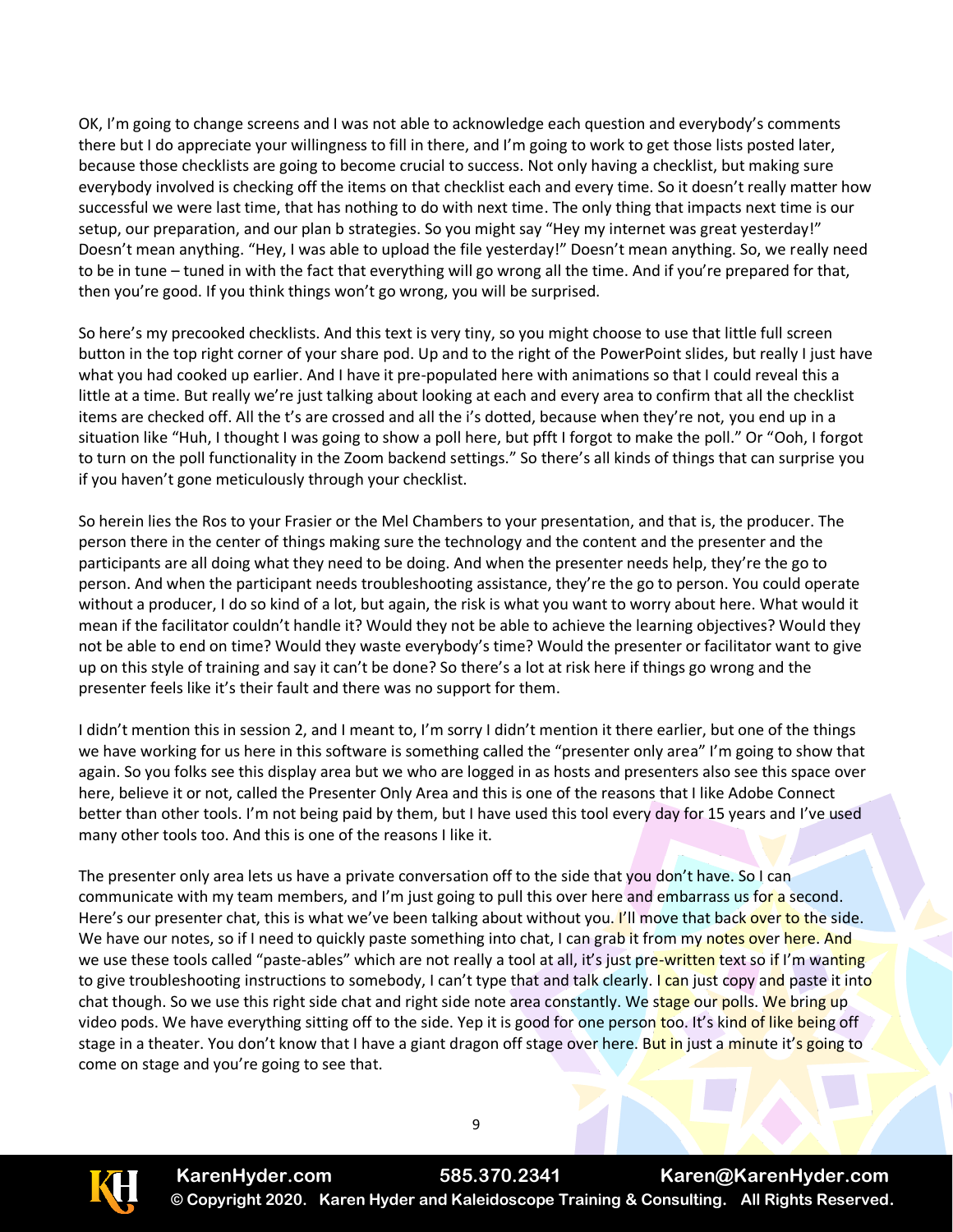OK, I'm going to change screens and I was not able to acknowledge each question and everybody's comments there but I do appreciate your willingness to fill in there, and I'm going to work to get those lists posted later, because those checklists are going to become crucial to success. Not only having a checklist, but making sure everybody involved is checking off the items on that checklist each and every time. So it doesn't really matter how successful we were last time, that has nothing to do with next time. The only thing that impacts next time is our setup, our preparation, and our plan b strategies. So you might say "Hey my internet was great yesterday!" Doesn't mean anything. "Hey, I was able to upload the file yesterday!" Doesn't mean anything. So, we really need to be in tune – tuned in with the fact that everything will go wrong all the time. And if you're prepared for that, then you're good. If you think things won't go wrong, you will be surprised.

So here's my precooked checklists. And this text is very tiny, so you might choose to use that little full screen button in the top right corner of your share pod. Up and to the right of the PowerPoint slides, but really I just have what you had cooked up earlier. And I have it pre-populated here with animations so that I could reveal this a little at a time. But really we're just talking about looking at each and every area to confirm that all the checklist items are checked off. All the t's are crossed and all the i's dotted, because when they're not, you end up in a situation like "Huh, I thought I was going to show a poll here, but pfft I forgot to make the poll." Or "Ooh, I forgot to turn on the poll functionality in the Zoom backend settings." So there's all kinds of things that can surprise you if you haven't gone meticulously through your checklist.

So herein lies the Ros to your Frasier or the Mel Chambers to your presentation, and that is, the producer. The person there in the center of things making sure the technology and the content and the presenter and the participants are all doing what they need to be doing. And when the presenter needs help, they're the go to person. And when the participant needs troubleshooting assistance, they're the go to person. You could operate without a producer, I do so kind of a lot, but again, the risk is what you want to worry about here. What would it mean if the facilitator couldn't handle it? Would they not be able to achieve the learning objectives? Would they not be able to end on time? Would they waste everybody's time? Would the presenter or facilitator want to give up on this style of training and say it can't be done? So there's a lot at risk here if things go wrong and the presenter feels like it's their fault and there was no support for them.

I didn't mention this in session 2, and I meant to, I'm sorry I didn't mention it there earlier, but one of the things we have working for us here in this software is something called the "presenter only area" I'm going to show that again. So you folks see this display area but we who are logged in as hosts and presenters also see this space over here, believe it or not, called the Presenter Only Area and this is one of the reasons that I like Adobe Connect better than other tools. I'm not being paid by them, but I have used this tool every day for 15 years and I've used many other tools too. And this is one of the reasons I like it.

The presenter only area lets us have a private conversation off to the side that you don't have. So I can communicate with my team members, and I'm just going to pull this over here and embarrass us for a second. Here's our presenter chat, this is what we've been talking about without you. I'll move that back over to the side. We have our notes, so if I need to quickly paste something into chat, I can grab it from my notes over here. And we use these tools called "paste-ables" which are not really a tool at all, it's just pre-written text so if I'm wanting to give troubleshooting instructions to somebody, I can't type that and talk clearly. I can just copy and paste it into chat though. So we use this right side chat and right side note area constantly. We stage our polls. We bring up video pods. We have everything sitting off to the side. Yep it is good for one person too. It's kind of like being off stage in a theater. You don't know that I have a giant dragon off stage over here. But in just a minute it's going to come on stage and you're going to see that.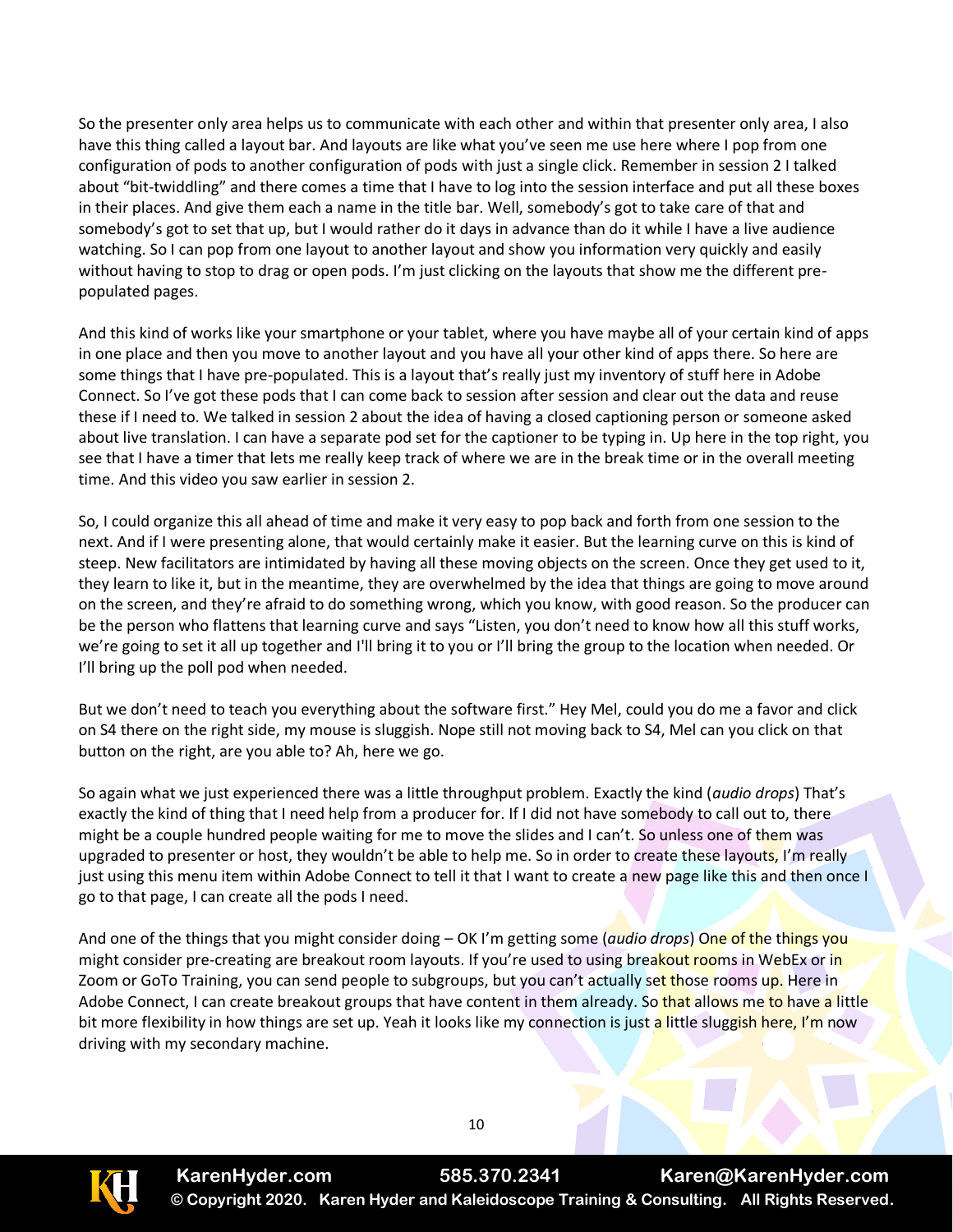So the presenter only area helps us to communicate with each other and within that presenter only area, I also have this thing called a layout bar. And layouts are like what you've seen me use here where I pop from one configuration of pods to another configuration of pods with just a single click. Remember in session 2 I talked about "bit-twiddling" and there comes a time that I have to log into the session interface and put all these boxes in their places. And give them each a name in the title bar. Well, somebody's got to take care of that and somebody's got to set that up, but I would rather do it days in advance than do it while I have a live audience watching. So I can pop from one layout to another layout and show you information very quickly and easily without having to stop to drag or open pods. I'm just clicking on the layouts that show me the different pre-populated pages.

And this kind of works like your smartphone or your tablet, where you have maybe all of your certain kind of apps in one place and then you move to another layout and you have all your other kind of apps there. So here are some things that I have pre-populated. This is a layout that's really just my inventory of stuff here in Adobe Connect. So I've got these pods that I can come back to session after session and clear out the data and reuse these if I need to. We talked in session 2 about the idea of having a closed captioning person or someone asked about live translation. I can have a separate pod set for the captioner to be typing in. Up here in the top right, you see that I have a timer that lets me really keep track of where we are in the break time or in the overall meeting time. And this video you saw earlier in session 2.

So, I could organize this all ahead of time and make it very easy to pop back and forth from one session to the next. And if I were presenting alone, that would certainly make it easier. But the learning curve on this is kind of steep. New facilitators are intimidated by having all these moving objects on the screen. Once they get used to it, they learn to like it, but in the meantime, they are overwhelmed by the idea that things are going to move around on the screen, and they're afraid to do something wrong, which you know, with good reason. So the producer can be the person who flattens that learning curve and says "Listen, you don't need to know how all this stuff works, we're going to set it all up together and I'll bring it to you or I'll bring the group to the location when needed. Or I'll bring up the poll pod when needed.

But we don't need to teach you everything about the software first." Hey Mel, could you do me a favor and click on S4 there on the right side, my mouse is sluggish. Nope still not moving back to S4, Mel can you click on that button on the right, are you able to? Ah, here we go.

So again what we just experienced there was a little throughput problem. Exactly the kind (*audio drops*) That's exactly the kind of thing that I need help from a producer for. If I did not have somebody to call out to, there might be a couple hundred people waiting for me to move the slides and I can't. So unless one of them was upgraded to presenter or host, they wouldn't be able to help me. So in order to create these layouts, I'm really just using this menu item within Adobe Connect to tell it that I want to create a new page like this and then once I go to that page, I can create all the pods I need.

And one of the things that you might consider doing – OK I'm getting some (*audio drops*) One of the things you might consider pre-creating are breakout room layouts. If you're used to using breakout rooms in WebEx or in Zoom or GoTo Training, you can send people to subgroups, but you can't actually set those rooms up. Here in Adobe Connect, I can create breakout groups that have content in them already. So that allows me to have a little bit more flexibility in how things are set up. Yeah it looks like my connection is just a little sluggish here, I'm now driving with my secondary machine.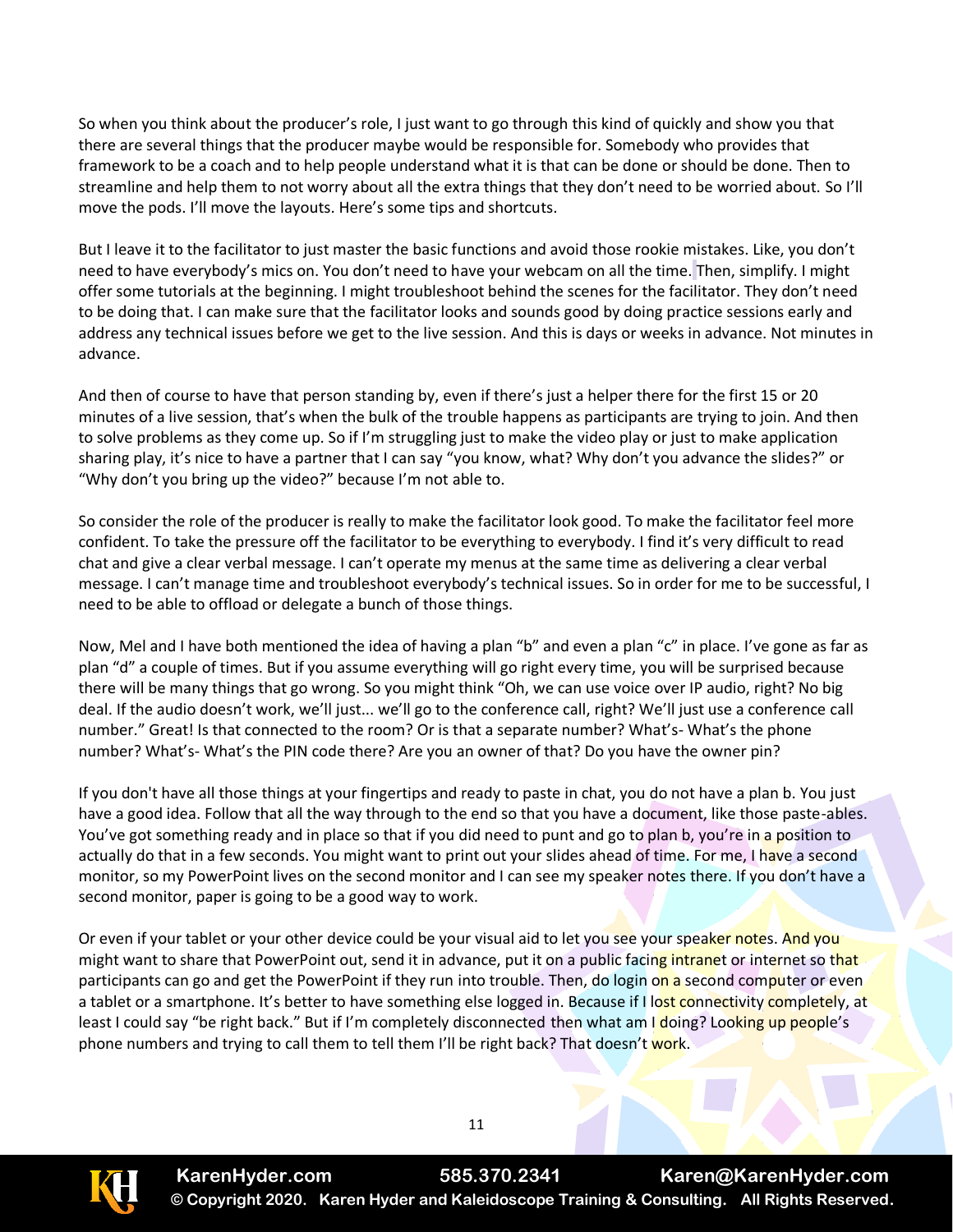So when you think about the producer's role, I just want to go through this kind of quickly and show you that there are several things that the producer maybe would be responsible for. Somebody who provides that framework to be a coach and to help people understand what it is that can be done or should be done. Then to streamline and help them to not worry about all the extra things that they don't need to be worried about. So I'll move the pods. I'll move the layouts. Here's some tips and shortcuts.

But I leave it to the facilitator to just master the basic functions and avoid those rookie mistakes. Like, you don't need to have everybody's mics on. You don't need to have your webcam on all the time. Then, simplify. I might offer some tutorials at the beginning. I might troubleshoot behind the scenes for the facilitator. They don't need to be doing that. I can make sure that the facilitator looks and sounds good by doing practice sessions early and address any technical issues before we get to the live session. And this is days or weeks in advance. Not minutes in advance.

And then of course to have that person standing by, even if there's just a helper there for the first 15 or 20 minutes of a live session, that's when the bulk of the trouble happens as participants are trying to join. And then to solve problems as they come up. So if I'm struggling just to make the video play or just to make application sharing play, it's nice to have a partner that I can say "you know, what? Why don't you advance the slides?" or "Why don't you bring up the video?" because I'm not able to.

So consider the role of the producer is really to make the facilitator look good. To make the facilitator feel more confident. To take the pressure off the facilitator to be everything to everybody. I find it's very difficult to read chat and give a clear verbal message. I can't operate my menus at the same time as delivering a clear verbal message. I can't manage time and troubleshoot everybody's technical issues. So in order for me to be successful, I need to be able to offload or delegate a bunch of those things.

Now, Mel and I have both mentioned the idea of having a plan "b" and even a plan "c" in place. I've gone as far as plan "d" a couple of times. But if you assume everything will go right every time, you will be surprised because there will be many things that go wrong. So you might think "Oh, we can use voice over IP audio, right? No big deal. If the audio doesn't work, we'll just... we'll go to the conference call, right? We'll just use a conference call number." Great! Is that connected to the room? Or is that a separate number? What's- What's the phone number? What's- What's the PIN code there? Are you an owner of that? Do you have the owner pin?

If you don't have all those things at your fingertips and ready to paste in chat, you do not have a plan b. You just have a good idea. Follow that all the way through to the end so that you have a document, like those paste-ables. You've got something ready and in place so that if you did need to punt and go to plan b, you're in a position to actually do that in a few seconds. You might want to print out your slides ahead of time. For me, I have a second monitor, so my PowerPoint lives on the second monitor and I can see my speaker notes there. If you don't have a second monitor, paper is going to be a good way to work.

Or even if your tablet or your other device could be your visual aid to let you see your speaker notes. And you might want to share that PowerPoint out, send it in advance, put it on a public facing intranet or internet so that participants can go and get the PowerPoint if they run into trouble. Then, do login on a second computer or even a tablet or a smartphone. It's better to have something else logged in. Because if I lost connectivity completely, at least I could say "be right back." But if I'm completely disconnected then what am I doing? Looking up people's phone numbers and trying to call them to tell them I'll be right back? That doesn't work.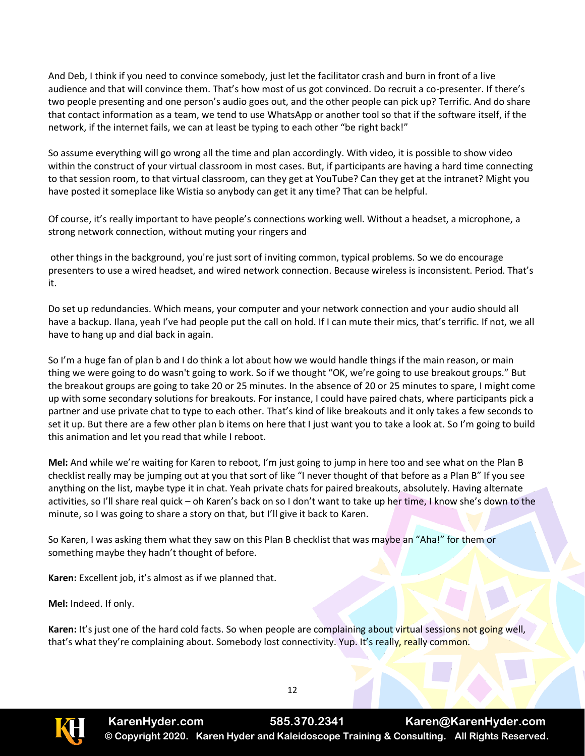And Deb, I think if you need to convince somebody, just let the facilitator crash and burn in front of a live audience and that will convince them. That's how most of us got convinced. Do recruit a co-presenter. If there's two people presenting and one person's audio goes out, and the other people can pick up? Terrific. And do share that contact information as a team, we tend to use WhatsApp or another tool so that if the software itself, if the network, if the internet fails, we can at least be typing to each other "be right back!"

So assume everything will go wrong all the time and plan accordingly. With video, it is possible to show video within the construct of your virtual classroom in most cases. But, if participants are having a hard time connecting to that session room, to that virtual classroom, can they get at YouTube? Can they get at the intranet? Might you have posted it someplace like Wistia so anybody can get it any time? That can be helpful.

Of course, it's really important to have people's connections working well. Without a headset, a microphone, a strong network connection, without muting your ringers and

other things in the background, you're just sort of inviting common, typical problems. So we do encourage presenters to use a wired headset, and wired network connection. Because wireless is inconsistent. Period. That's it.

Do set up redundancies. Which means, your computer and your network connection and your audio should all have a backup. Ilana, yeah I've had people put the call on hold. If I can mute their mics, that's terrific. If not, we all have to hang up and dial back in again.

So I'm a huge fan of plan b and I do think a lot about how we would handle things if the main reason, or main thing we were going to do wasn't going to work. So if we thought "OK, we're going to use breakout groups." But the breakout groups are going to take 20 or 25 minutes. In the absence of 20 or 25 minutes to spare, I might come up with some secondary solutions for breakouts. For instance, I could have paired chats, where participants pick a partner and use private chat to type to each other. That's kind of like breakouts and it only takes a few seconds to set it up. But there are a few other plan b items on here that I just want you to take a look at. So I'm going to build this animation and let you read that while I reboot.

**Mel:** And while we're waiting for Karen to reboot, I'm just going to jump in here too and see what on the Plan B checklist really may be jumping out at you that sort of like "I never thought of that before as a Plan B" If you see anything on the list, maybe type it in chat. Yeah private chats for paired breakouts, absolutely. Having alternate activities, so I'll share real quick – oh Karen's back on so I don't want to take up her time, I know she's down to the minute, so I was going to share a story on that, but I'll give it back to Karen.

So Karen, I was asking them what they saw on this Plan B checklist that was maybe an "Aha!" for them or something maybe they hadn't thought of before.

**Karen:** Excellent job, it's almost as if we planned that.

**Mel:** Indeed. If only.

**Karen:** It's just one of the hard cold facts. So when people are complaining about virtual sessions not going well, that's what they're complaining about. Somebody lost connectivity. Yup. It's really, really common.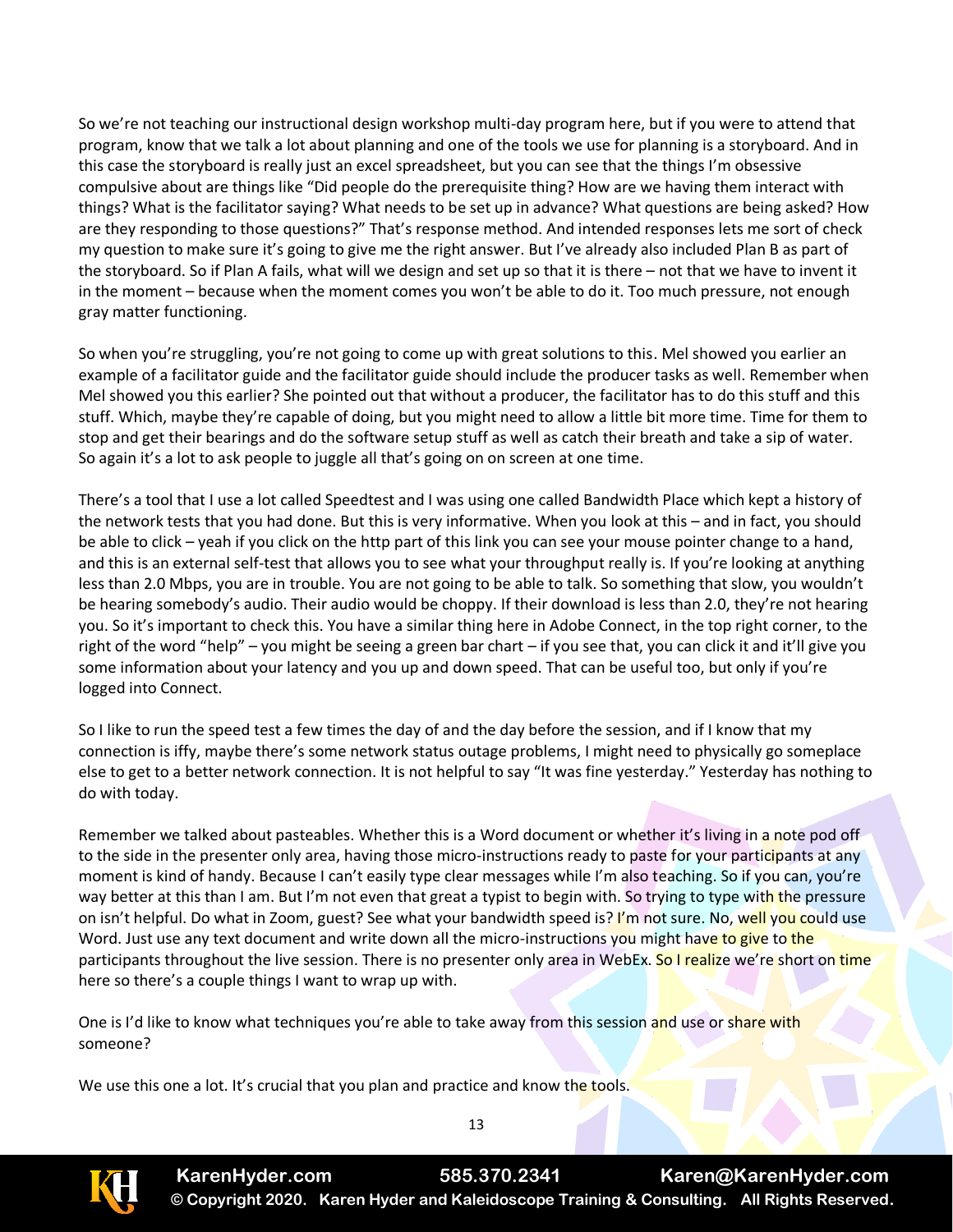So we're not teaching our instructional design workshop multi-day program here, but if you were to attend that program, know that we talk a lot about planning and one of the tools we use for planning is a storyboard. And in this case the storyboard is really just an excel spreadsheet, but you can see that the things I'm obsessive compulsive about are things like "Did people do the prerequisite thing? How are we having them interact with things? What is the facilitator saying? What needs to be set up in advance? What questions are being asked? How are they responding to those questions?" That's response method. And intended responses lets me sort of check my question to make sure it's going to give me the right answer. But I've already also included Plan B as part of the storyboard. So if Plan A fails, what will we design and set up so that it is there – not that we have to invent it in the moment – because when the moment comes you won't be able to do it. Too much pressure, not enough gray matter functioning.

So when you're struggling, you're not going to come up with great solutions to this. Mel showed you earlier an example of a facilitator guide and the facilitator guide should include the producer tasks as well. Remember when Mel showed you this earlier? She pointed out that without a producer, the facilitator has to do this stuff and this stuff. Which, maybe they're capable of doing, but you might need to allow a little bit more time. Time for them to stop and get their bearings and do the software setup stuff as well as catch their breath and take a sip of water. So again it's a lot to ask people to juggle all that's going on on screen at one time.

There's a tool that I use a lot called Speedtest and I was using one called Bandwidth Place which kept a history of the network tests that you had done. But this is very informative. When you look at this – and in fact, you should be able to click – yeah if you click on the http part of this link you can see your mouse pointer change to a hand, and this is an external self-test that allows you to see what your throughput really is. If you're looking at anything less than 2.0 Mbps, you are in trouble. You are not going to be able to talk. So something that slow, you wouldn't be hearing somebody's audio. Their audio would be choppy. If their download is less than 2.0, they're not hearing you. So it's important to check this. You have a similar thing here in Adobe Connect, in the top right corner, to the right of the word "help" – you might be seeing a green bar chart – if you see that, you can click it and it'll give you some information about your latency and you up and down speed. That can be useful too, but only if you're logged into Connect.

So I like to run the speed test a few times the day of and the day before the session, and if I know that my connection is iffy, maybe there's some network status outage problems, I might need to physically go someplace else to get to a better network connection. It is not helpful to say "It was fine yesterday." Yesterday has nothing to do with today.

Remember we talked about pasteables. Whether this is a Word document or whether it's living in a note pod off to the side in the presenter only area, having those micro-instructions ready to paste for your participants at any moment is kind of handy. Because I can't easily type clear messages while I'm also teaching. So if you can, you're way better at this than I am. But I'm not even that great a typist to begin with. So trying to type with the pressure on isn't helpful. Do what in Zoom, guest? See what your bandwidth speed is? I'm not sure. No, well you could use Word. Just use any text document and write down all the micro-instructions you might have to give to the participants throughout the live session. There is no presenter only area in WebEx. So I realize we're short on time here so there's a couple things I want to wrap up with.

One is I'd like to know what techniques you're able to take away from this session and use or share with someone?

We use this one a lot. It's crucial that you plan and practice and know the tools.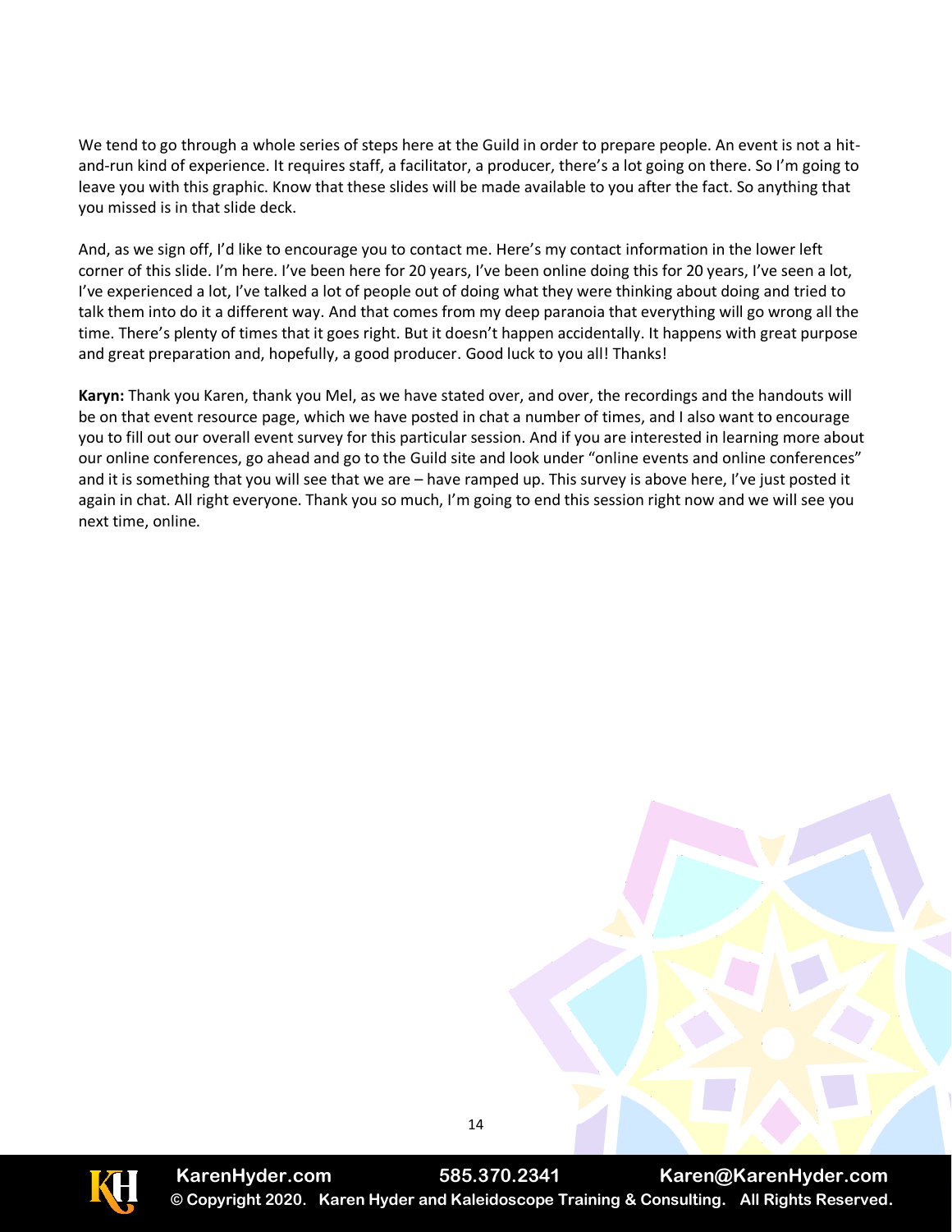We tend to go through a whole series of steps here at the Guild in order to prepare people. An event is not a hit-and-run kind of experience. It requires staff, a facilitator, a producer, there's a lot going on there. So I'm going to leave you with this graphic. Know that these slides will be made available to you after the fact. So anything that you missed is in that slide deck.

And, as we sign off, I'd like to encourage you to contact me. Here's my contact information in the lower left corner of this slide. I'm here. I've been here for 20 years, I've been online doing this for 20 years, I've seen a lot, I've experienced a lot, I've talked a lot of people out of doing what they were thinking about doing and tried to talk them into do it a different way. And that comes from my deep paranoia that everything will go wrong all the time. There's plenty of times that it goes right. But it doesn't happen accidentally. It happens with great purpose and great preparation and, hopefully, a good producer. Good luck to you all! Thanks!

**Karyn:** Thank you Karen, thank you Mel, as we have stated over, and over, the recordings and the handouts will be on that event resource page, which we have posted in chat a number of times, and I also want to encourage you to fill out our overall event survey for this particular session. And if you are interested in learning more about our online conferences, go ahead and go to the Guild site and look under "online events and online conferences" and it is something that you will see that we are – have ramped up. This survey is above here, I've just posted it again in chat. All right everyone. Thank you so much, I'm going to end this session right now and we will see you next time, online.